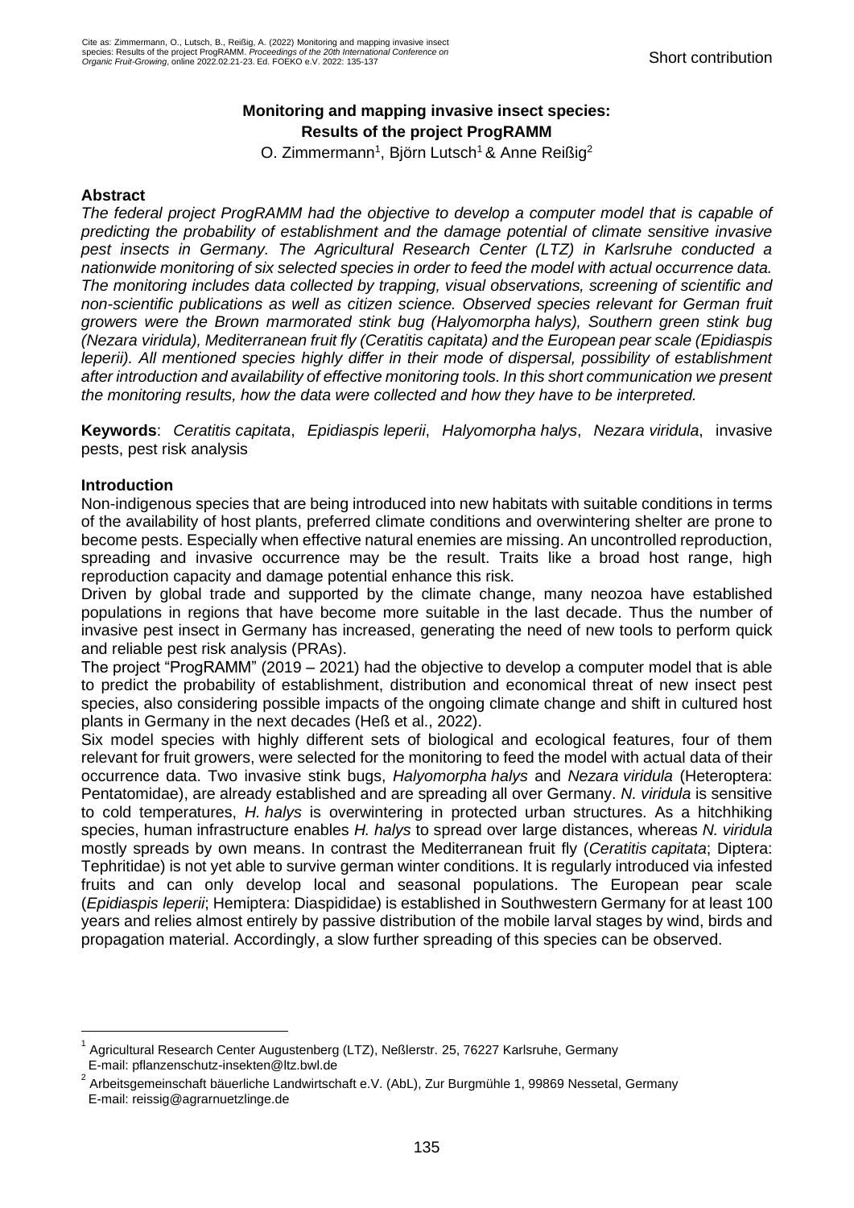Cite as: Zimmermann, O., Lutsch, B., Reißig, A. (2022) Monitoring and mapping invasive insect species: Results of the project ProgRAMM. *Proceedings of the 20th International Conference on Organic Fruit-Growing*, online 2022.02.21-23. Ed. FOEKO e.V. 2022: 135-137

Short contribution

# Monitoring and mapping invasive insect species: Results of the project ProgRAMM

O. Zimmermann[1], Björn Lutsch[1] & Anne Reißig[2]

## Abstract

*The federal project ProgRAMM had the objective to develop a computer model that is capable of predicting the probability of establishment and the damage potential of climate sensitive invasive pest insects in Germany. The Agricultural Research Center (LTZ) in Karlsruhe conducted a nationwide monitoring of six selected species in order to feed the model with actual occurrence data. The monitoring includes data collected by trapping, visual observations, screening of scientific and non-scientific publications as well as citizen science. Observed species relevant for German fruit growers were the Brown marmorated stink bug (Halyomorpha halys), Southern green stink bug (Nezara viridula), Mediterranean fruit fly (Ceratitis capitata) and the European pear scale (Epidiaspis leperii). All mentioned species highly differ in their mode of dispersal, possibility of establishment after introduction and availability of effective monitoring tools. In this short communication we present the monitoring results, how the data were collected and how they have to be interpreted.*

**Keywords**: *Ceratitis capitata*, *Epidiaspis leperii*, *Halyomorpha halys*, *Nezara viridula*, invasive pests, pest risk analysis

## Introduction

Non-indigenous species that are being introduced into new habitats with suitable conditions in terms of the availability of host plants, preferred climate conditions and overwintering shelter are prone to become pests. Especially when effective natural enemies are missing. An uncontrolled reproduction, spreading and invasive occurrence may be the result. Traits like a broad host range, high reproduction capacity and damage potential enhance this risk.

Driven by global trade and supported by the climate change, many neozoa have established populations in regions that have become more suitable in the last decade. Thus the number of invasive pest insect in Germany has increased, generating the need of new tools to perform quick and reliable pest risk analysis (PRAs).

The project "ProgRAMM" (2019 – 2021) had the objective to develop a computer model that is able to predict the probability of establishment, distribution and economical threat of new insect pest species, also considering possible impacts of the ongoing climate change and shift in cultured host plants in Germany in the next decades (Heß et al., 2022).

Six model species with highly different sets of biological and ecological features, four of them relevant for fruit growers, were selected for the monitoring to feed the model with actual data of their occurrence data. Two invasive stink bugs, *Halyomorpha halys* and *Nezara viridula* (Heteroptera: Pentatomidae), are already established and are spreading all over Germany. *N. viridula* is sensitive to cold temperatures, *H. halys* is overwintering in protected urban structures. As a hitchhiking species, human infrastructure enables *H. halys* to spread over large distances, whereas *N. viridula* mostly spreads by own means. In contrast the Mediterranean fruit fly (*Ceratitis capitata*; Diptera: Tephritidae) is not yet able to survive german winter conditions. It is regularly introduced via infested fruits and can only develop local and seasonal populations. The European pear scale (*Epidiaspis leperii*; Hemiptera: Diaspididae) is established in Southwestern Germany for at least 100 years and relies almost entirely by passive distribution of the mobile larval stages by wind, birds and propagation material. Accordingly, a slow further spreading of this species can be observed.

---

[1] Agricultural Research Center Augustenberg (LTZ), Neßlerstr. 25, 76227 Karlsruhe, Germany
E-mail: pflanzenschutz-insekten@ltz.bwl.de

[2] Arbeitsgemeinschaft bäuerliche Landwirtschaft e.V. (AbL), Zur Burgmühle 1, 99869 Nessetal, Germany
E-mail: reissig@agrarnuetzlinge.de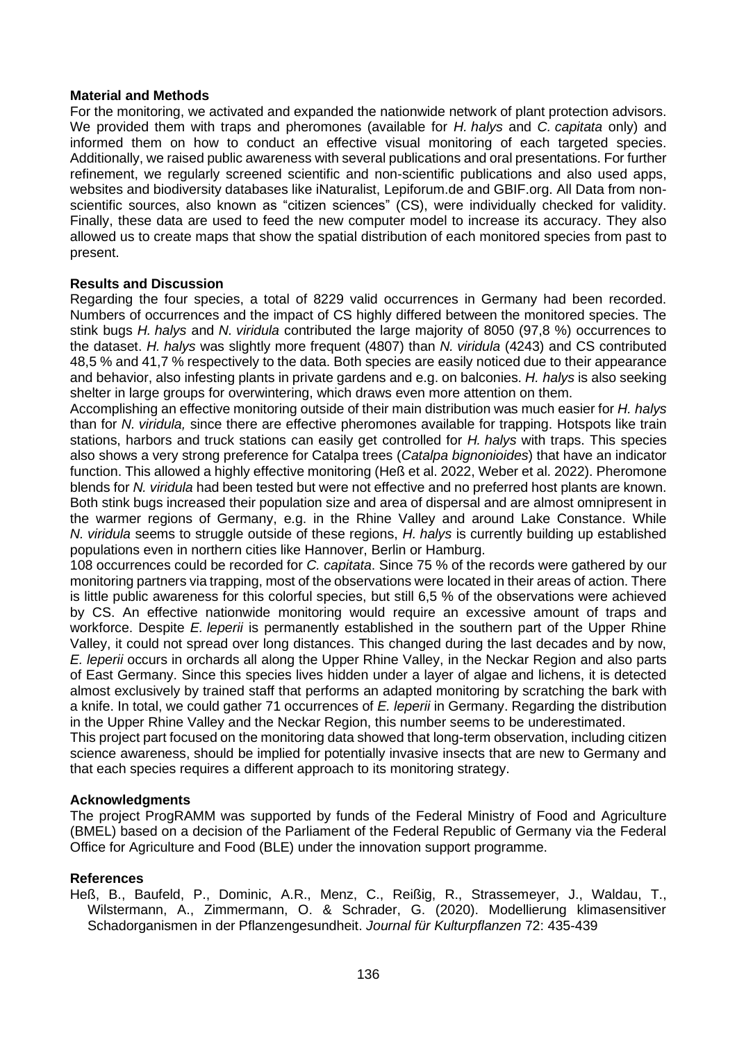## Material and Methods

For the monitoring, we activated and expanded the nationwide network of plant protection advisors. We provided them with traps and pheromones (available for *H. halys* and *C. capitata* only) and informed them on how to conduct an effective visual monitoring of each targeted species. Additionally, we raised public awareness with several publications and oral presentations. For further refinement, we regularly screened scientific and non-scientific publications and also used apps, websites and biodiversity databases like iNaturalist, Lepiforum.de and GBIF.org. All Data from non-scientific sources, also known as "citizen sciences" (CS), were individually checked for validity. Finally, these data are used to feed the new computer model to increase its accuracy. They also allowed us to create maps that show the spatial distribution of each monitored species from past to present.

## Results and Discussion

Regarding the four species, a total of 8229 valid occurrences in Germany had been recorded. Numbers of occurrences and the impact of CS highly differed between the monitored species. The stink bugs *H. halys* and *N. viridula* contributed the large majority of 8050 (97,8 %) occurrences to the dataset. *H. halys* was slightly more frequent (4807) than *N. viridula* (4243) and CS contributed 48,5 % and 41,7 % respectively to the data. Both species are easily noticed due to their appearance and behavior, also infesting plants in private gardens and e.g. on balconies. *H. halys* is also seeking shelter in large groups for overwintering, which draws even more attention on them.

Accomplishing an effective monitoring outside of their main distribution was much easier for *H. halys* than for *N. viridula,* since there are effective pheromones available for trapping. Hotspots like train stations, harbors and truck stations can easily get controlled for *H. halys* with traps. This species also shows a very strong preference for Catalpa trees (*Catalpa bignonioides*) that have an indicator function. This allowed a highly effective monitoring (Heß et al. 2022, Weber et al. 2022). Pheromone blends for *N. viridula* had been tested but were not effective and no preferred host plants are known. Both stink bugs increased their population size and area of dispersal and are almost omnipresent in the warmer regions of Germany, e.g. in the Rhine Valley and around Lake Constance. While *N. viridula* seems to struggle outside of these regions, *H. halys* is currently building up established populations even in northern cities like Hannover, Berlin or Hamburg.

108 occurrences could be recorded for *C. capitata*. Since 75 % of the records were gathered by our monitoring partners via trapping, most of the observations were located in their areas of action. There is little public awareness for this colorful species, but still 6,5 % of the observations were achieved by CS. An effective nationwide monitoring would require an excessive amount of traps and workforce. Despite *E. leperii* is permanently established in the southern part of the Upper Rhine Valley, it could not spread over long distances. This changed during the last decades and by now, *E. leperii* occurs in orchards all along the Upper Rhine Valley, in the Neckar Region and also parts of East Germany. Since this species lives hidden under a layer of algae and lichens, it is detected almost exclusively by trained staff that performs an adapted monitoring by scratching the bark with a knife. In total, we could gather 71 occurrences of *E. leperii* in Germany. Regarding the distribution in the Upper Rhine Valley and the Neckar Region, this number seems to be underestimated.

This project part focused on the monitoring data showed that long-term observation, including citizen science awareness, should be implied for potentially invasive insects that are new to Germany and that each species requires a different approach to its monitoring strategy.

## Acknowledgments

The project ProgRAMM was supported by funds of the Federal Ministry of Food and Agriculture (BMEL) based on a decision of the Parliament of the Federal Republic of Germany via the Federal Office for Agriculture and Food (BLE) under the innovation support programme.

## References

Heß, B., Baufeld, P., Dominic, A.R., Menz, C., Reißig, R., Strassemeyer, J., Waldau, T., Wilstermann, A., Zimmermann, O. & Schrader, G. (2020). Modellierung klimasensitiver Schadorganismen in der Pflanzengesundheit. *Journal für Kulturpflanzen* 72: 435-439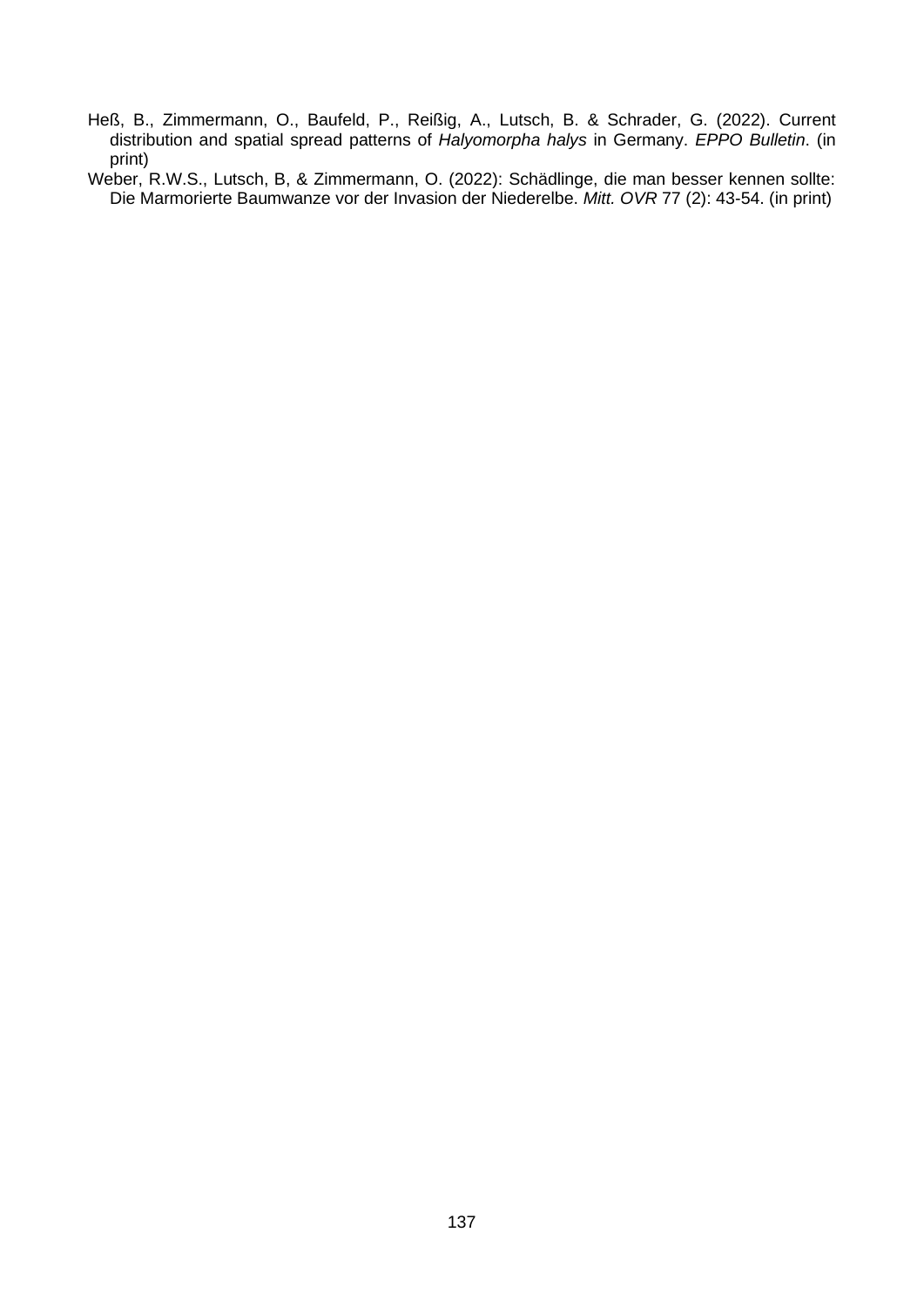Heß, B., Zimmermann, O., Baufeld, P., Reißig, A., Lutsch, B. & Schrader, G. (2022). Current distribution and spatial spread patterns of *Halyomorpha halys* in Germany. *EPPO Bulletin*. (in print)

Weber, R.W.S., Lutsch, B, & Zimmermann, O. (2022): Schädlinge, die man besser kennen sollte: Die Marmorierte Baumwanze vor der Invasion der Niederelbe. *Mitt. OVR* 77 (2): 43-54. (in print)